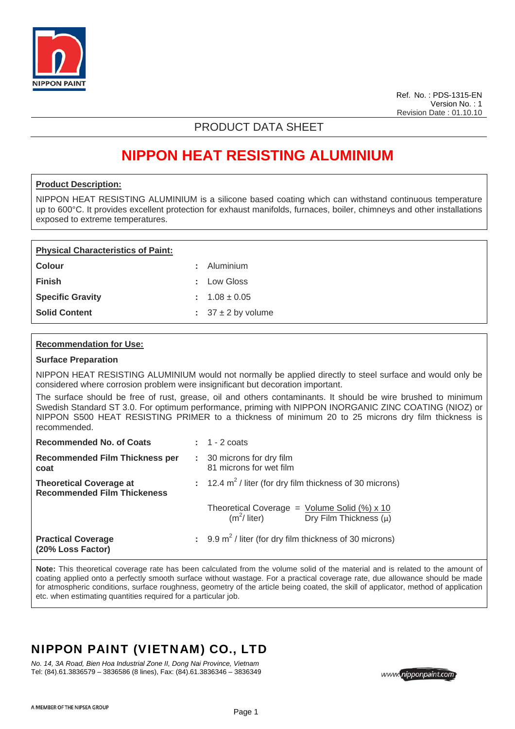Ref. No. : PDS-1315-EN
Version No. : 1
Revision Date : 01.10.10

PRODUCT DATA SHEET

# NIPPON HEAT RESISTING ALUMINIUM

## Product Description:

NIPPON HEAT RESISTING ALUMINIUM is a silicone based coating which can withstand continuous temperature up to 600°C. It provides excellent protection for exhaust manifolds, furnaces, boiler, chimneys and other installations exposed to extreme temperatures.

## Physical Characteristics of Paint:

| | |
|---|---|
| **Colour** | : Aluminium |
| **Finish** | : Low Gloss |
| **Specific Gravity** | : 1.08 ± 0.05 |
| **Solid Content** | : 37 ± 2 by volume |

## Recommendation for Use:

### Surface Preparation

NIPPON HEAT RESISTING ALUMINIUM would not normally be applied directly to steel surface and would only be considered where corrosion problem were insignificant but decoration important.

The surface should be free of rust, grease, oil and others contaminants. It should be wire brushed to minimum Swedish Standard ST 3.0. For optimum performance, priming with NIPPON INORGANIC ZINC COATING (NIOZ) or NIPPON S500 HEAT RESISTING PRIMER to a thickness of minimum 20 to 25 microns dry film thickness is recommended.

| | |
|---|---|
| **Recommended No. of Coats** | : 1 - 2 coats |
| **Recommended Film Thickness per coat** | : 30 microns for dry film<br>81 microns for wet film |
| **Theoretical Coverage at Recommended Film Thickeness** | : 12.4 $m^2$ / liter (for dry film thickness of 30 microns) |
| | Theoretical Coverage ($m^2$/ liter) = Volume Solid (%) x 10 / Dry Film Thickness (μ) |
| **Practical Coverage (20% Loss Factor)** | : 9.9 $m^2$ / liter (for dry film thickness of 30 microns) |

$$\text{Theoretical Coverage } (m^2/\text{ liter}) = \frac{\text{Volume Solid (\%)} \times 10}{\text{Dry Film Thickness } (\mu)}$$

**Note:** This theoretical coverage rate has been calculated from the volume solid of the material and is related to the amount of coating applied onto a perfectly smooth surface without wastage. For a practical coverage rate, due allowance should be made for atmospheric conditions, surface roughness, geometry of the article being coated, the skill of applicator, method of application etc. when estimating quantities required for a particular job.

## NIPPON PAINT (VIETNAM) CO., LTD

*No. 14, 3A Road, Bien Hoa Industrial Zone II, Dong Nai Province, Vietnam*
Tel: (84).61.3836579 – 3836586 (8 lines), Fax: (84).61.3836346 – 3836349

www.nipponpaint.com

A MEMBER OF THE NIPSEA GROUP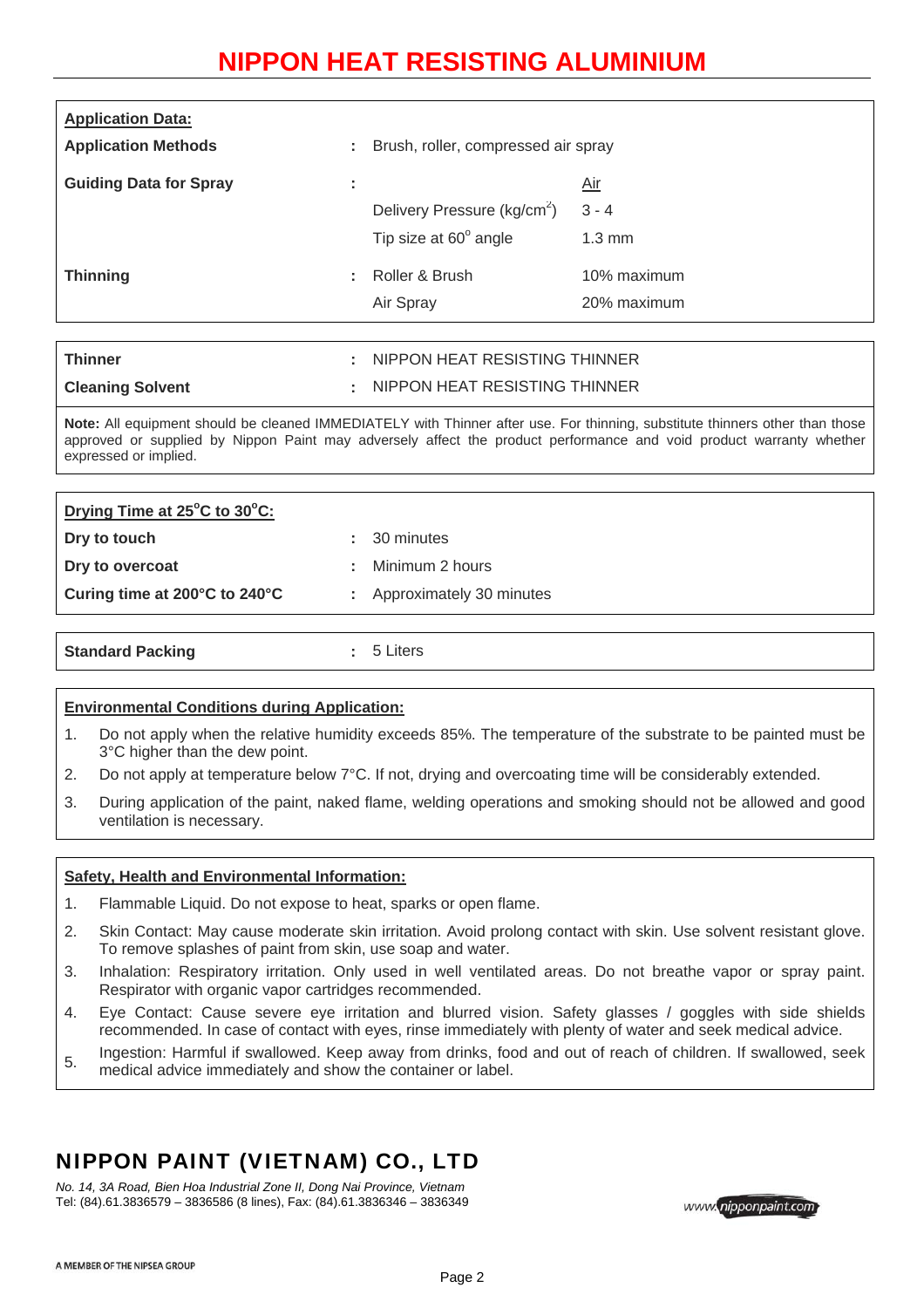# NIPPON HEAT RESISTING ALUMINIUM

**Application Data:**

| | | | |
|---|---|---|---|
| **Application Methods** | : | Brush, roller, compressed air spray | |
| **Guiding Data for Spray** | : | | Air |
| | | Delivery Pressure ($kg/cm^2$) | 3 - 4 |
| | | Tip size at 60° angle | 1.3 mm |
| **Thinning** | : | Roller & Brush | 10% maximum |
| | | Air Spray | 20% maximum |

| | | |
|---|---|---|
| **Thinner** | : | NIPPON HEAT RESISTING THINNER |
| **Cleaning Solvent** | : | NIPPON HEAT RESISTING THINNER |

**Note:** All equipment should be cleaned IMMEDIATELY with Thinner after use. For thinning, substitute thinners other than those approved or supplied by Nippon Paint may adversely affect the product performance and void product warranty whether expressed or implied.

**Drying Time at 25°C to 30°C:**

| | | |
|---|---|---|
| **Dry to touch** | : | 30 minutes |
| **Dry to overcoat** | : | Minimum 2 hours |
| **Curing time at 200°C to 240°C** | : | Approximately 30 minutes |

| | | |
|---|---|---|
| **Standard Packing** | : | 5 Liters |

**Environmental Conditions during Application:**

1. Do not apply when the relative humidity exceeds 85%. The temperature of the substrate to be painted must be 3°C higher than the dew point.
2. Do not apply at temperature below 7°C. If not, drying and overcoating time will be considerably extended.
3. During application of the paint, naked flame, welding operations and smoking should not be allowed and good ventilation is necessary.

**Safety, Health and Environmental Information:**

1. Flammable Liquid. Do not expose to heat, sparks or open flame.
2. Skin Contact: May cause moderate skin irritation. Avoid prolong contact with skin. Use solvent resistant glove. To remove splashes of paint from skin, use soap and water.
3. Inhalation: Respiratory irritation. Only used in well ventilated areas. Do not breathe vapor or spray paint. Respirator with organic vapor cartridges recommended.
4. Eye Contact: Cause severe eye irritation and blurred vision. Safety glasses / goggles with side shields recommended. In case of contact with eyes, rinse immediately with plenty of water and seek medical advice.
5. Ingestion: Harmful if swallowed. Keep away from drinks, food and out of reach of children. If swallowed, seek medical advice immediately and show the container or label.

## NIPPON PAINT (VIETNAM) CO., LTD

*No. 14, 3A Road, Bien Hoa Industrial Zone II, Dong Nai Province, Vietnam*
Tel: (84).61.3836579 – 3836586 (8 lines), Fax: (84).61.3836346 – 3836349

www.nipponpaint.com

A MEMBER OF THE NIPSEA GROUP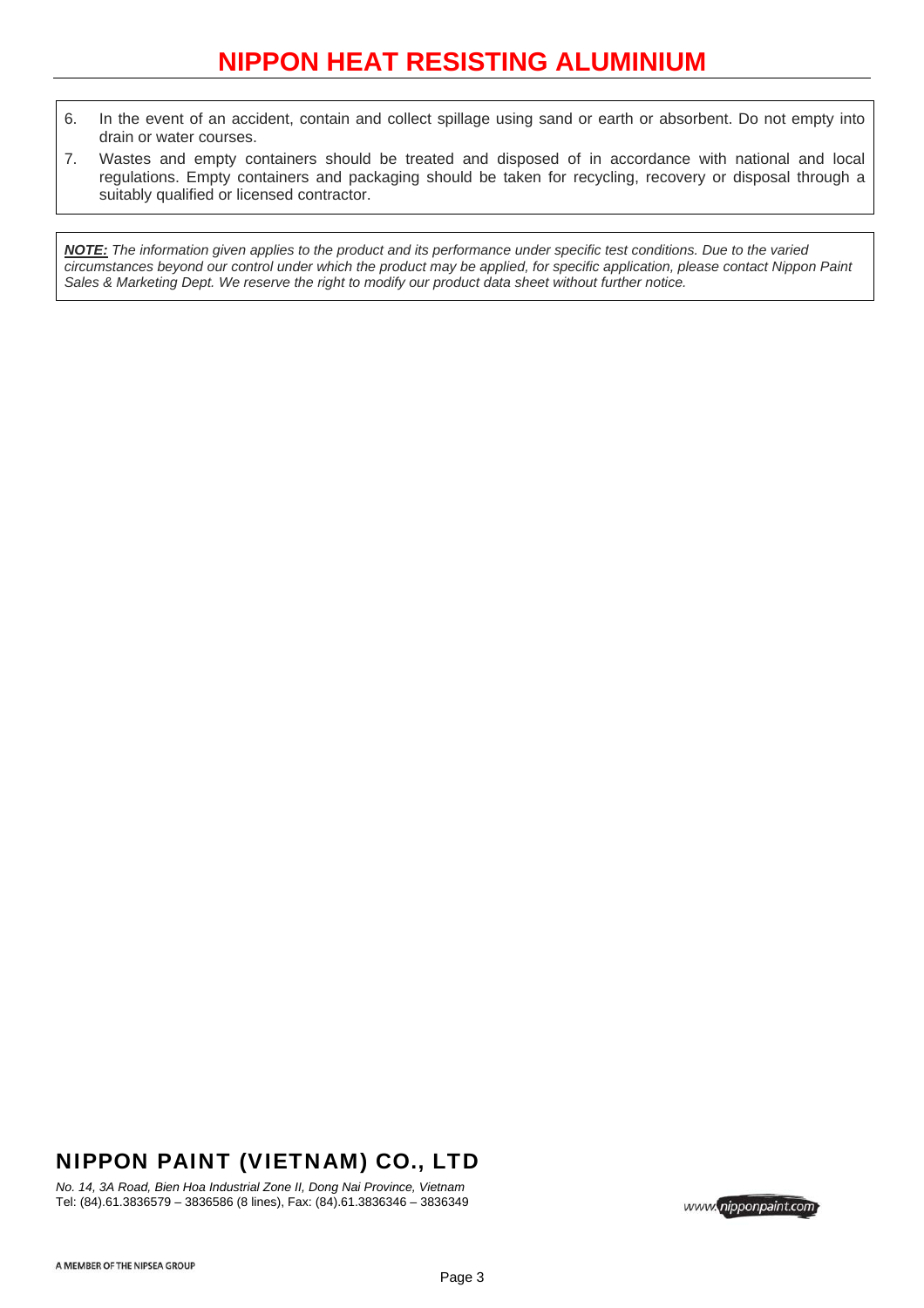6. In the event of an accident, contain and collect spillage using sand or earth or absorbent. Do not empty into drain or water courses.
7. Wastes and empty containers should be treated and disposed of in accordance with national and local regulations. Empty containers and packaging should be taken for recycling, recovery or disposal through a suitably qualified or licensed contractor.

***NOTE:*** *The information given applies to the product and its performance under specific test conditions. Due to the varied circumstances beyond our control under which the product may be applied, for specific application, please contact Nippon Paint Sales & Marketing Dept. We reserve the right to modify our product data sheet without further notice.*

## NIPPON PAINT (VIETNAM) CO., LTD

*No. 14, 3A Road, Bien Hoa Industrial Zone II, Dong Nai Province, Vietnam*
Tel: (84).61.3836579 – 3836586 (8 lines), Fax: (84).61.3836346 – 3836349

www.nipponpaint.com

A MEMBER OF THE NIPSEA GROUP